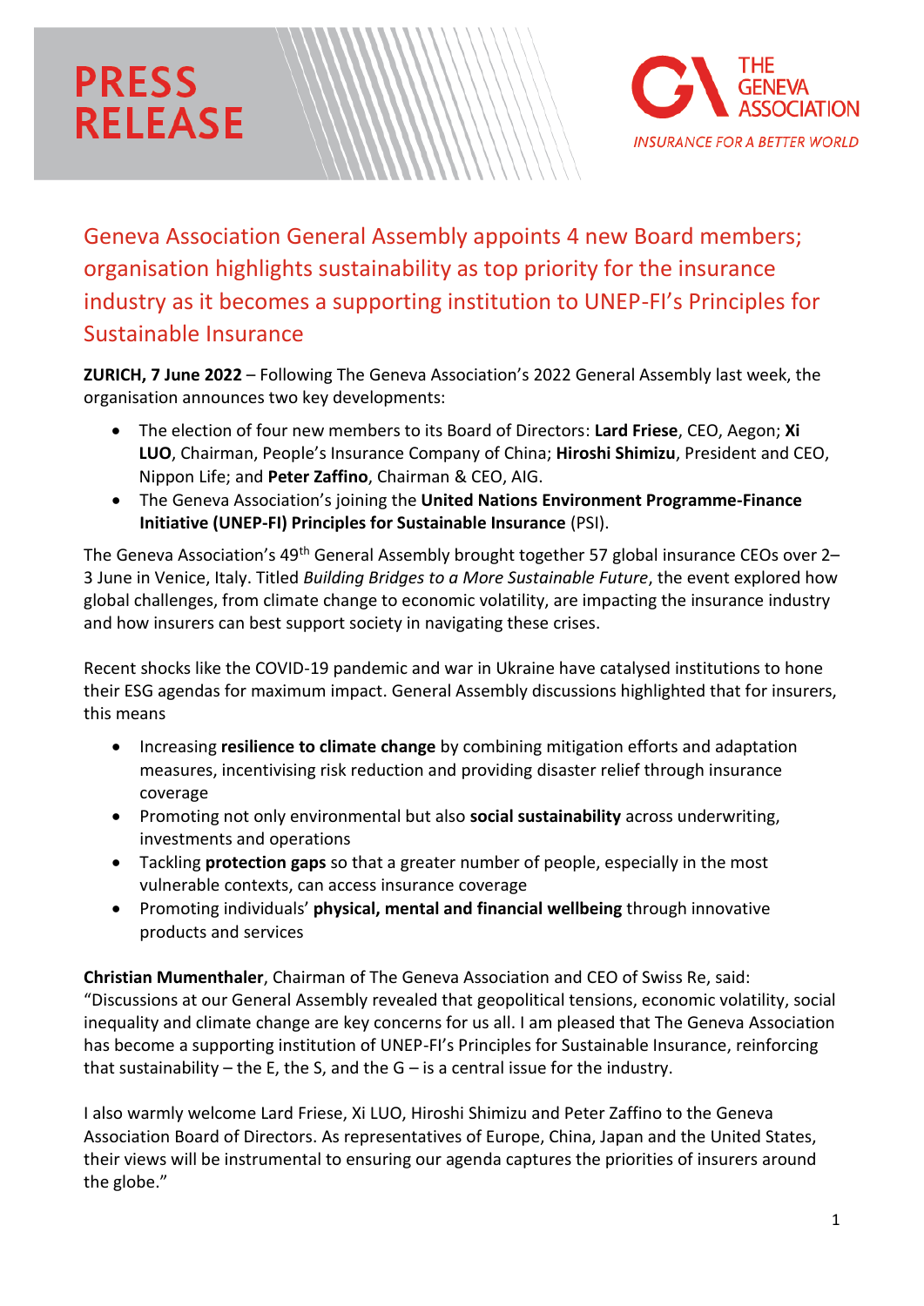PRESS RELEASE

THE GENEVA ASSOCIATION
INSURANCE FOR A BETTER WORLD

# Geneva Association General Assembly appoints 4 new Board members; organisation highlights sustainability as top priority for the insurance industry as it becomes a supporting institution to UNEP-FI's Principles for Sustainable Insurance

**ZURICH, 7 June 2022** – Following The Geneva Association's 2022 General Assembly last week, the organisation announces two key developments:

- The election of four new members to its Board of Directors: **Lard Friese**, CEO, Aegon; **Xi LUO**, Chairman, People's Insurance Company of China; **Hiroshi Shimizu**, President and CEO, Nippon Life; and **Peter Zaffino**, Chairman & CEO, AIG.
- The Geneva Association's joining the **United Nations Environment Programme-Finance Initiative (UNEP-FI) Principles for Sustainable Insurance** (PSI).

The Geneva Association's 49th General Assembly brought together 57 global insurance CEOs over 2–3 June in Venice, Italy. Titled *Building Bridges to a More Sustainable Future*, the event explored how global challenges, from climate change to economic volatility, are impacting the insurance industry and how insurers can best support society in navigating these crises.

Recent shocks like the COVID-19 pandemic and war in Ukraine have catalysed institutions to hone their ESG agendas for maximum impact. General Assembly discussions highlighted that for insurers, this means

- Increasing **resilience to climate change** by combining mitigation efforts and adaptation measures, incentivising risk reduction and providing disaster relief through insurance coverage
- Promoting not only environmental but also **social sustainability** across underwriting, investments and operations
- Tackling **protection gaps** so that a greater number of people, especially in the most vulnerable contexts, can access insurance coverage
- Promoting individuals' **physical, mental and financial wellbeing** through innovative products and services

**Christian Mumenthaler**, Chairman of The Geneva Association and CEO of Swiss Re, said: "Discussions at our General Assembly revealed that geopolitical tensions, economic volatility, social inequality and climate change are key concerns for us all. I am pleased that The Geneva Association has become a supporting institution of UNEP-FI's Principles for Sustainable Insurance, reinforcing that sustainability – the E, the S, and the G – is a central issue for the industry.

I also warmly welcome Lard Friese, Xi LUO, Hiroshi Shimizu and Peter Zaffino to the Geneva Association Board of Directors. As representatives of Europe, China, Japan and the United States, their views will be instrumental to ensuring our agenda captures the priorities of insurers around the globe."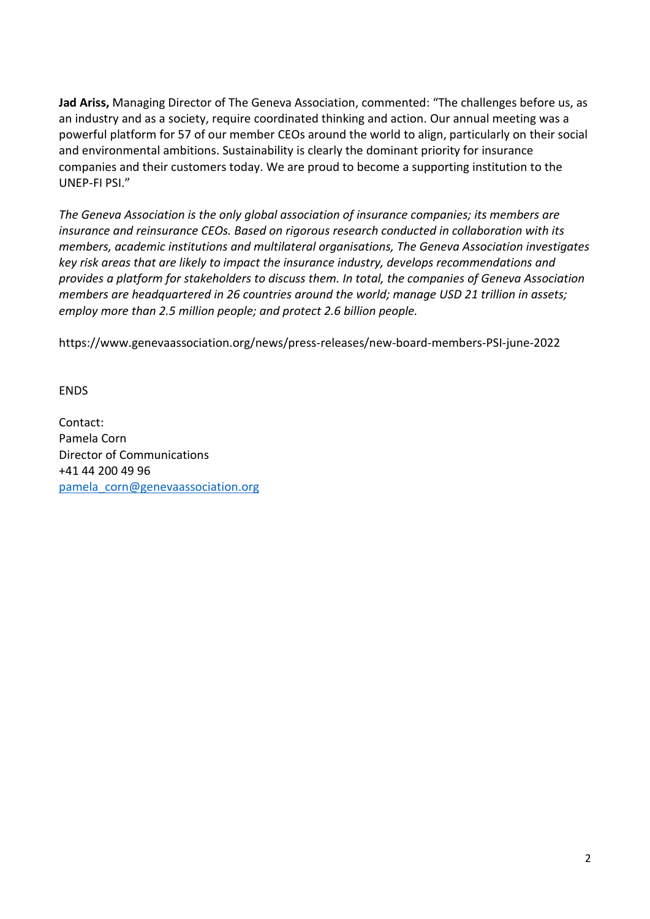**Jad Ariss,** Managing Director of The Geneva Association, commented: "The challenges before us, as an industry and as a society, require coordinated thinking and action. Our annual meeting was a powerful platform for 57 of our member CEOs around the world to align, particularly on their social and environmental ambitions. Sustainability is clearly the dominant priority for insurance companies and their customers today. We are proud to become a supporting institution to the UNEP-FI PSI."

*The Geneva Association is the only global association of insurance companies; its members are insurance and reinsurance CEOs. Based on rigorous research conducted in collaboration with its members, academic institutions and multilateral organisations, The Geneva Association investigates key risk areas that are likely to impact the insurance industry, develops recommendations and provides a platform for stakeholders to discuss them. In total, the companies of Geneva Association members are headquartered in 26 countries around the world; manage USD 21 trillion in assets; employ more than 2.5 million people; and protect 2.6 billion people.*

https://www.genevaassociation.org/news/press-releases/new-board-members-PSI-june-2022

ENDS

Contact:
Pamela Corn
Director of Communications
+41 44 200 49 96
pamela_corn@genevaassociation.org